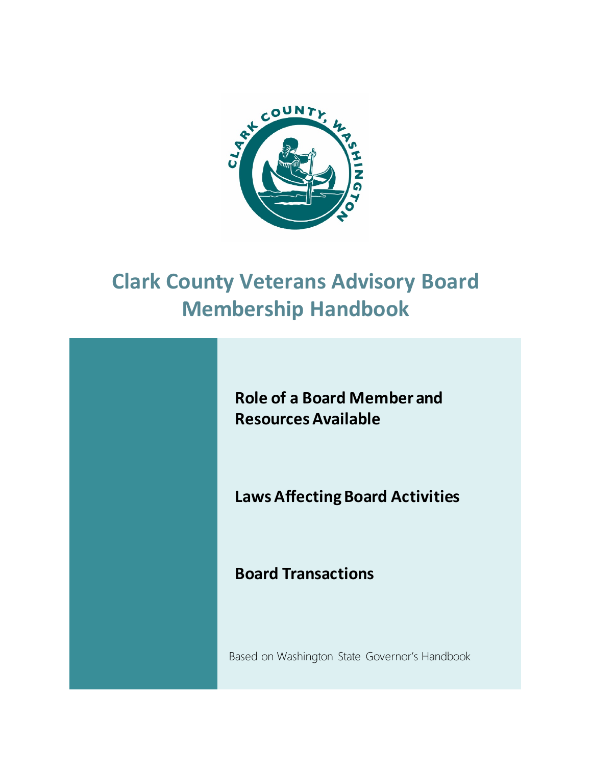# Clark County Veterans Advisory Board Membership Handbook

**Role of a Board Member and Resources Available**

**Laws Affecting Board Activities**

**Board Transactions**

Based on Washington State Governor's Handbook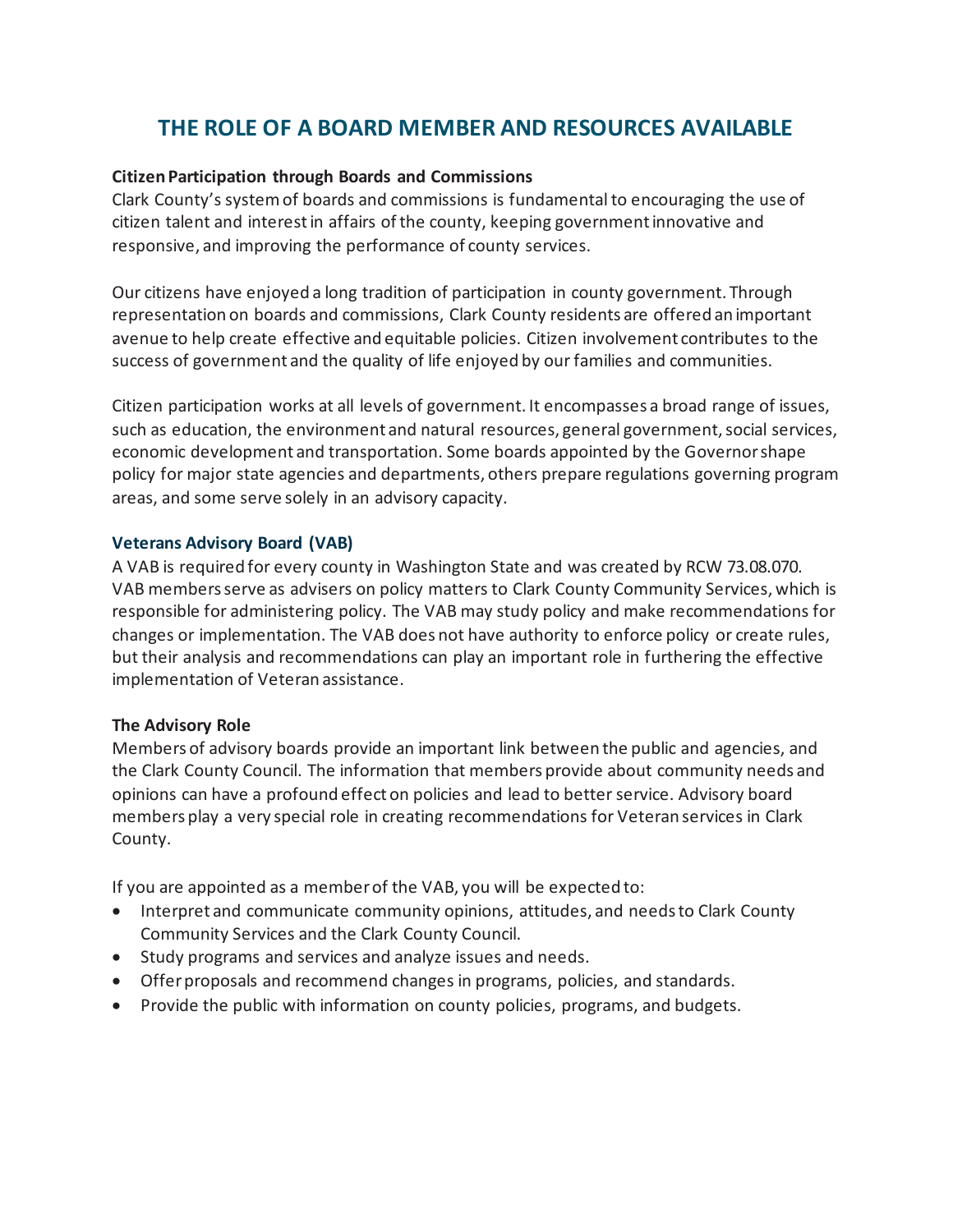# THE ROLE OF A BOARD MEMBER AND RESOURCES AVAILABLE

**Citizen Participation through Boards and Commissions**

Clark County's system of boards and commissions is fundamental to encouraging the use of citizen talent and interest in affairs of the county, keeping government innovative and responsive, and improving the performance of county services.

Our citizens have enjoyed a long tradition of participation in county government. Through representation on boards and commissions, Clark County residents are offered an important avenue to help create effective and equitable policies. Citizen involvement contributes to the success of government and the quality of life enjoyed by our families and communities.

Citizen participation works at all levels of government. It encompasses a broad range of issues, such as education, the environment and natural resources, general government, social services, economic development and transportation. Some boards appointed by the Governor shape policy for major state agencies and departments, others prepare regulations governing program areas, and some serve solely in an advisory capacity.

## Veterans Advisory Board (VAB)

A VAB is required for every county in Washington State and was created by RCW 73.08.070. VAB members serve as advisers on policy matters to Clark County Community Services, which is responsible for administering policy. The VAB may study policy and make recommendations for changes or implementation. The VAB does not have authority to enforce policy or create rules, but their analysis and recommendations can play an important role in furthering the effective implementation of Veteran assistance.

**The Advisory Role**

Members of advisory boards provide an important link between the public and agencies, and the Clark County Council. The information that members provide about community needs and opinions can have a profound effect on policies and lead to better service. Advisory board members play a very special role in creating recommendations for Veteran services in Clark County.

If you are appointed as a member of the VAB, you will be expected to:

- Interpret and communicate community opinions, attitudes, and needs to Clark County Community Services and the Clark County Council.
- Study programs and services and analyze issues and needs.
- Offer proposals and recommend changes in programs, policies, and standards.
- Provide the public with information on county policies, programs, and budgets.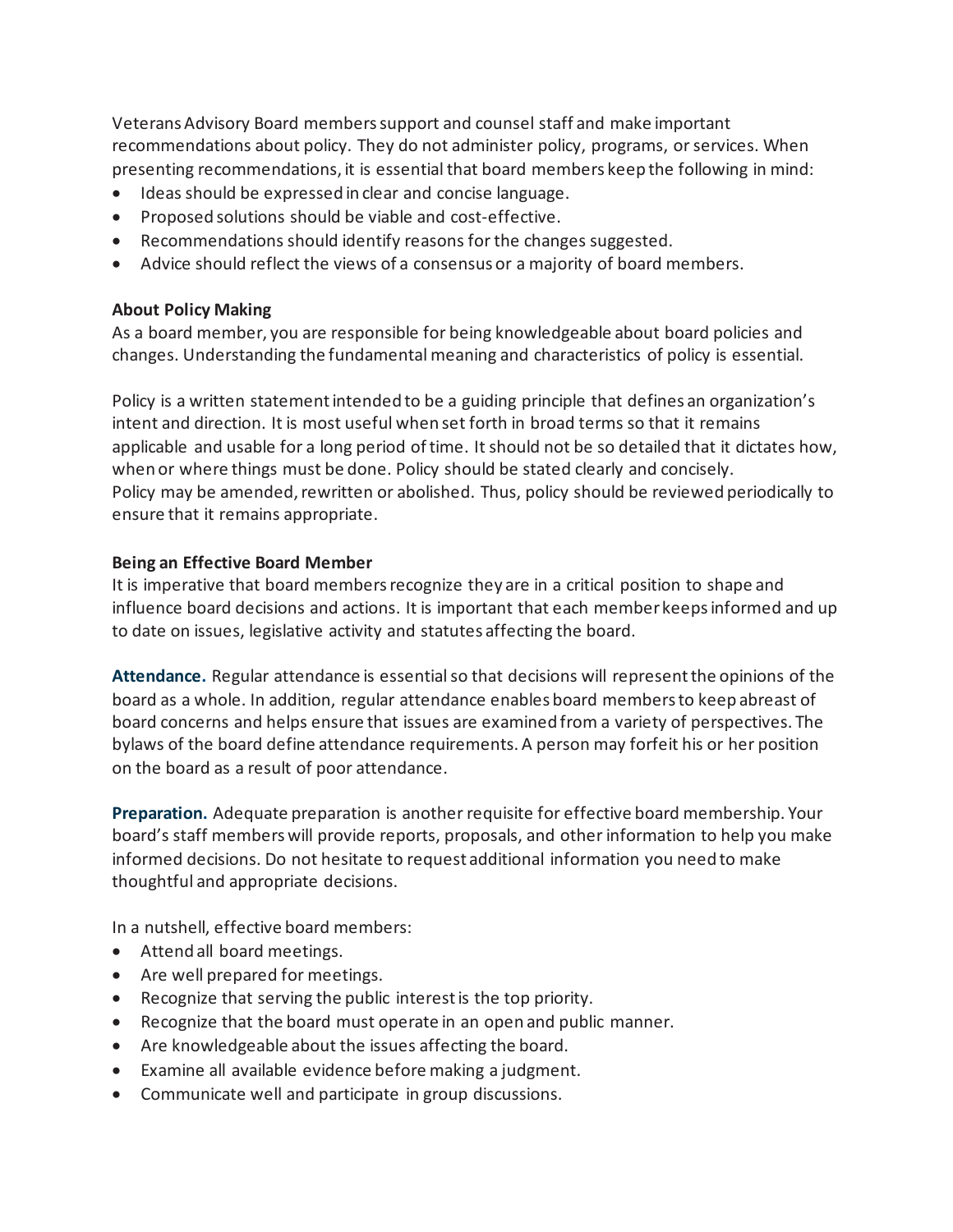Veterans Advisory Board members support and counsel staff and make important recommendations about policy. They do not administer policy, programs, or services. When presenting recommendations, it is essential that board members keep the following in mind:

- Ideas should be expressed in clear and concise language.
- Proposed solutions should be viable and cost-effective.
- Recommendations should identify reasons for the changes suggested.
- Advice should reflect the views of a consensus or a majority of board members.

**About Policy Making**

As a board member, you are responsible for being knowledgeable about board policies and changes. Understanding the fundamental meaning and characteristics of policy is essential.

Policy is a written statement intended to be a guiding principle that defines an organization's intent and direction. It is most useful when set forth in broad terms so that it remains applicable and usable for a long period of time. It should not be so detailed that it dictates how, when or where things must be done. Policy should be stated clearly and concisely. Policy may be amended, rewritten or abolished. Thus, policy should be reviewed periodically to ensure that it remains appropriate.

**Being an Effective Board Member**

It is imperative that board members recognize they are in a critical position to shape and influence board decisions and actions. It is important that each member keeps informed and up to date on issues, legislative activity and statutes affecting the board.

**Attendance.** Regular attendance is essential so that decisions will represent the opinions of the board as a whole. In addition, regular attendance enables board members to keep abreast of board concerns and helps ensure that issues are examined from a variety of perspectives. The bylaws of the board define attendance requirements. A person may forfeit his or her position on the board as a result of poor attendance.

**Preparation.** Adequate preparation is another requisite for effective board membership. Your board's staff members will provide reports, proposals, and other information to help you make informed decisions. Do not hesitate to request additional information you need to make thoughtful and appropriate decisions.

In a nutshell, effective board members:

- Attend all board meetings.
- Are well prepared for meetings.
- Recognize that serving the public interest is the top priority.
- Recognize that the board must operate in an open and public manner.
- Are knowledgeable about the issues affecting the board.
- Examine all available evidence before making a judgment.
- Communicate well and participate in group discussions.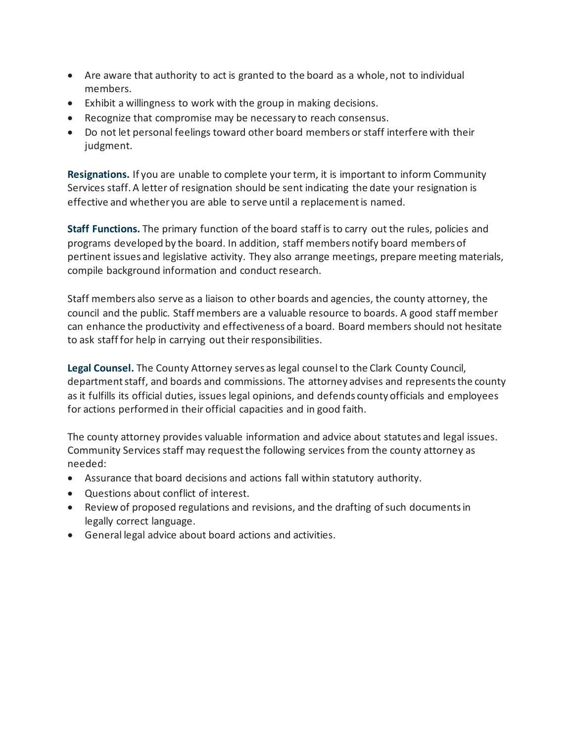- Are aware that authority to act is granted to the board as a whole, not to individual members.
- Exhibit a willingness to work with the group in making decisions.
- Recognize that compromise may be necessary to reach consensus.
- Do not let personal feelings toward other board members or staff interfere with their judgment.

**Resignations.** If you are unable to complete your term, it is important to inform Community Services staff. A letter of resignation should be sent indicating the date your resignation is effective and whether you are able to serve until a replacement is named.

**Staff Functions.** The primary function of the board staff is to carry out the rules, policies and programs developed by the board. In addition, staff members notify board members of pertinent issues and legislative activity. They also arrange meetings, prepare meeting materials, compile background information and conduct research.

Staff members also serve as a liaison to other boards and agencies, the county attorney, the council and the public. Staff members are a valuable resource to boards. A good staff member can enhance the productivity and effectiveness of a board. Board members should not hesitate to ask staff for help in carrying out their responsibilities.

**Legal Counsel.** The County Attorney serves as legal counsel to the Clark County Council, department staff, and boards and commissions. The attorney advises and represents the county as it fulfills its official duties, issues legal opinions, and defends county officials and employees for actions performed in their official capacities and in good faith.

The county attorney provides valuable information and advice about statutes and legal issues. Community Services staff may request the following services from the county attorney as needed:

- Assurance that board decisions and actions fall within statutory authority.
- Questions about conflict of interest.
- Review of proposed regulations and revisions, and the drafting of such documents in legally correct language.
- General legal advice about board actions and activities.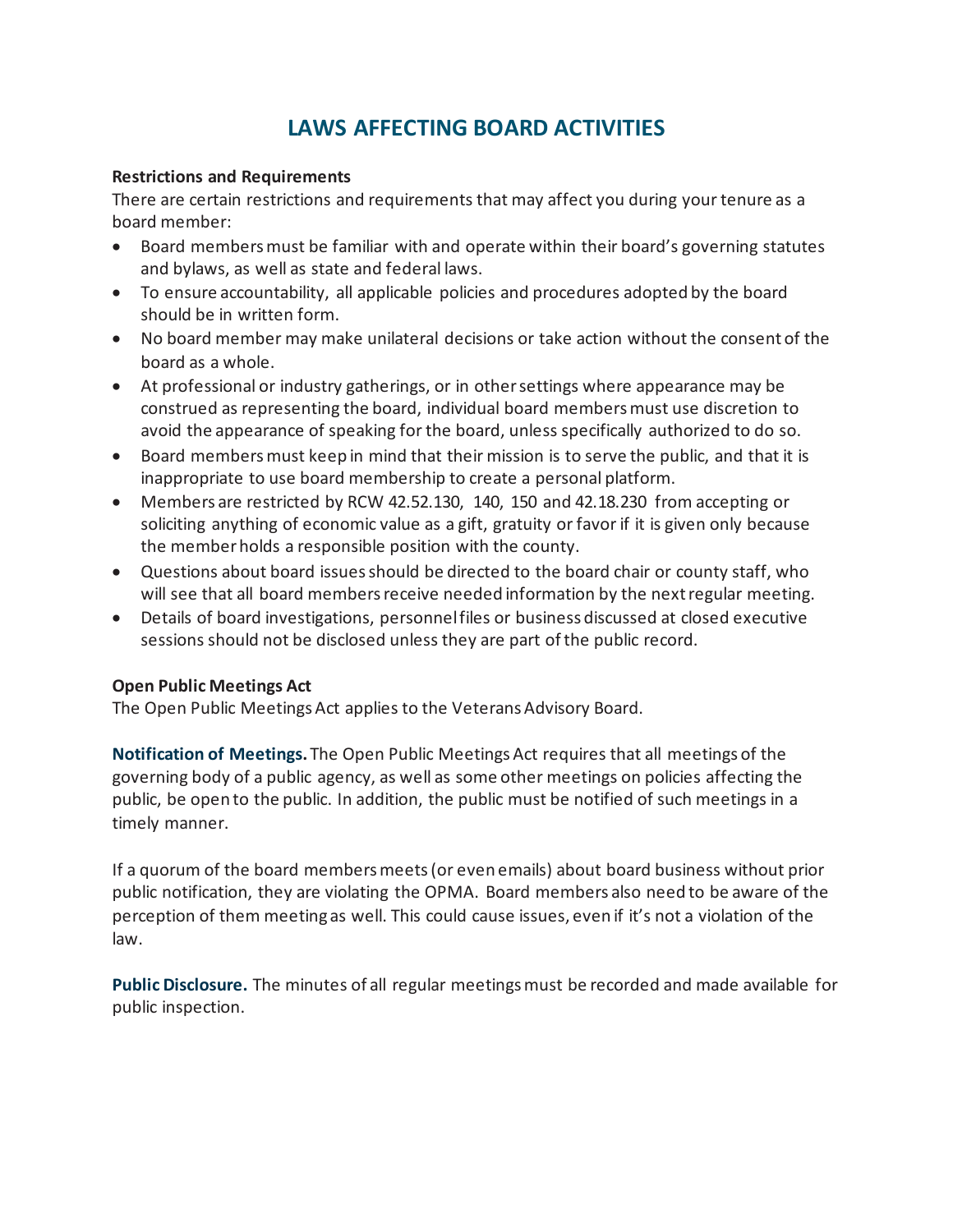# LAWS AFFECTING BOARD ACTIVITIES

**Restrictions and Requirements**

There are certain restrictions and requirements that may affect you during your tenure as a board member:

- Board members must be familiar with and operate within their board's governing statutes and bylaws, as well as state and federal laws.
- To ensure accountability, all applicable policies and procedures adopted by the board should be in written form.
- No board member may make unilateral decisions or take action without the consent of the board as a whole.
- At professional or industry gatherings, or in other settings where appearance may be construed as representing the board, individual board members must use discretion to avoid the appearance of speaking for the board, unless specifically authorized to do so.
- Board members must keep in mind that their mission is to serve the public, and that it is inappropriate to use board membership to create a personal platform.
- Members are restricted by RCW 42.52.130, 140, 150 and 42.18.230 from accepting or soliciting anything of economic value as a gift, gratuity or favor if it is given only because the member holds a responsible position with the county.
- Questions about board issues should be directed to the board chair or county staff, who will see that all board members receive needed information by the next regular meeting.
- Details of board investigations, personnel files or business discussed at closed executive sessions should not be disclosed unless they are part of the public record.

**Open Public Meetings Act**

The Open Public Meetings Act applies to the Veterans Advisory Board.

**Notification of Meetings.** The Open Public Meetings Act requires that all meetings of the governing body of a public agency, as well as some other meetings on policies affecting the public, be open to the public. In addition, the public must be notified of such meetings in a timely manner.

If a quorum of the board members meets (or even emails) about board business without prior public notification, they are violating the OPMA. Board members also need to be aware of the perception of them meeting as well. This could cause issues, even if it's not a violation of the law.

**Public Disclosure.** The minutes of all regular meetings must be recorded and made available for public inspection.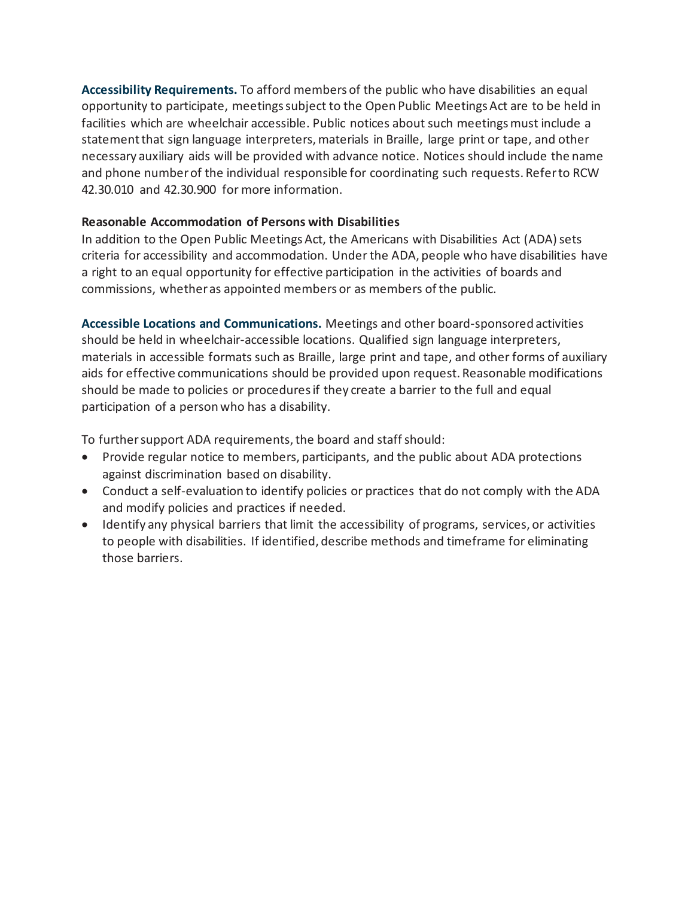**Accessibility Requirements.** To afford members of the public who have disabilities an equal opportunity to participate, meetings subject to the Open Public Meetings Act are to be held in facilities which are wheelchair accessible. Public notices about such meetings must include a statement that sign language interpreters, materials in Braille, large print or tape, and other necessary auxiliary aids will be provided with advance notice. Notices should include the name and phone number of the individual responsible for coordinating such requests. Refer to RCW 42.30.010 and 42.30.900 for more information.

### Reasonable Accommodation of Persons with Disabilities

In addition to the Open Public Meetings Act, the Americans with Disabilities Act (ADA) sets criteria for accessibility and accommodation. Under the ADA, people who have disabilities have a right to an equal opportunity for effective participation in the activities of boards and commissions, whether as appointed members or as members of the public.

**Accessible Locations and Communications.** Meetings and other board-sponsored activities should be held in wheelchair-accessible locations. Qualified sign language interpreters, materials in accessible formats such as Braille, large print and tape, and other forms of auxiliary aids for effective communications should be provided upon request. Reasonable modifications should be made to policies or procedures if they create a barrier to the full and equal participation of a person who has a disability.

To further support ADA requirements, the board and staff should:

- Provide regular notice to members, participants, and the public about ADA protections against discrimination based on disability.
- Conduct a self-evaluation to identify policies or practices that do not comply with the ADA and modify policies and practices if needed.
- Identify any physical barriers that limit the accessibility of programs, services, or activities to people with disabilities. If identified, describe methods and timeframe for eliminating those barriers.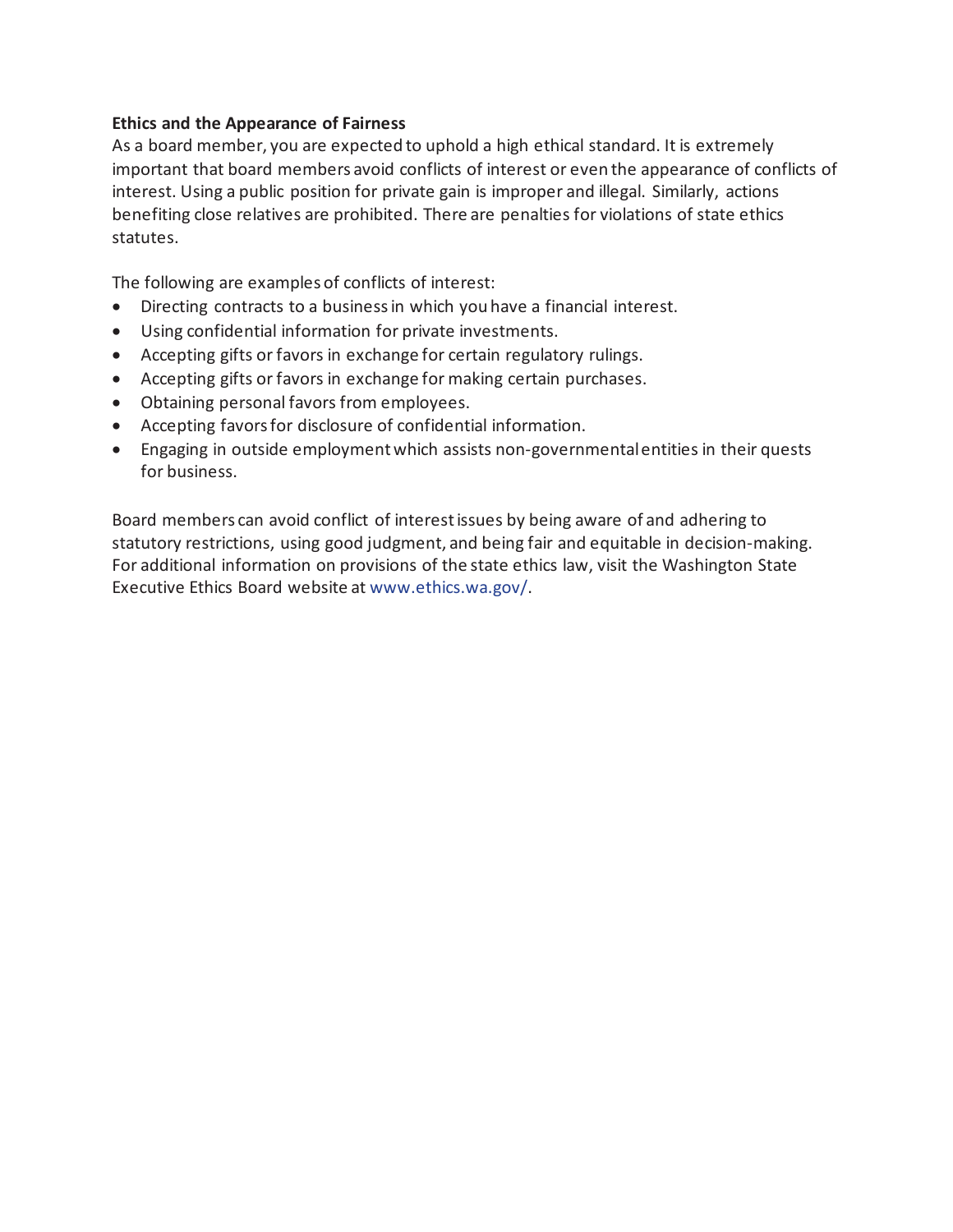**Ethics and the Appearance of Fairness**

As a board member, you are expected to uphold a high ethical standard. It is extremely important that board members avoid conflicts of interest or even the appearance of conflicts of interest. Using a public position for private gain is improper and illegal. Similarly, actions benefiting close relatives are prohibited. There are penalties for violations of state ethics statutes.

The following are examples of conflicts of interest:

- Directing contracts to a business in which you have a financial interest.
- Using confidential information for private investments.
- Accepting gifts or favors in exchange for certain regulatory rulings.
- Accepting gifts or favors in exchange for making certain purchases.
- Obtaining personal favors from employees.
- Accepting favors for disclosure of confidential information.
- Engaging in outside employment which assists non-governmental entities in their quests for business.

Board members can avoid conflict of interest issues by being aware of and adhering to statutory restrictions, using good judgment, and being fair and equitable in decision-making. For additional information on provisions of the state ethics law, visit the Washington State Executive Ethics Board website at www.ethics.wa.gov/.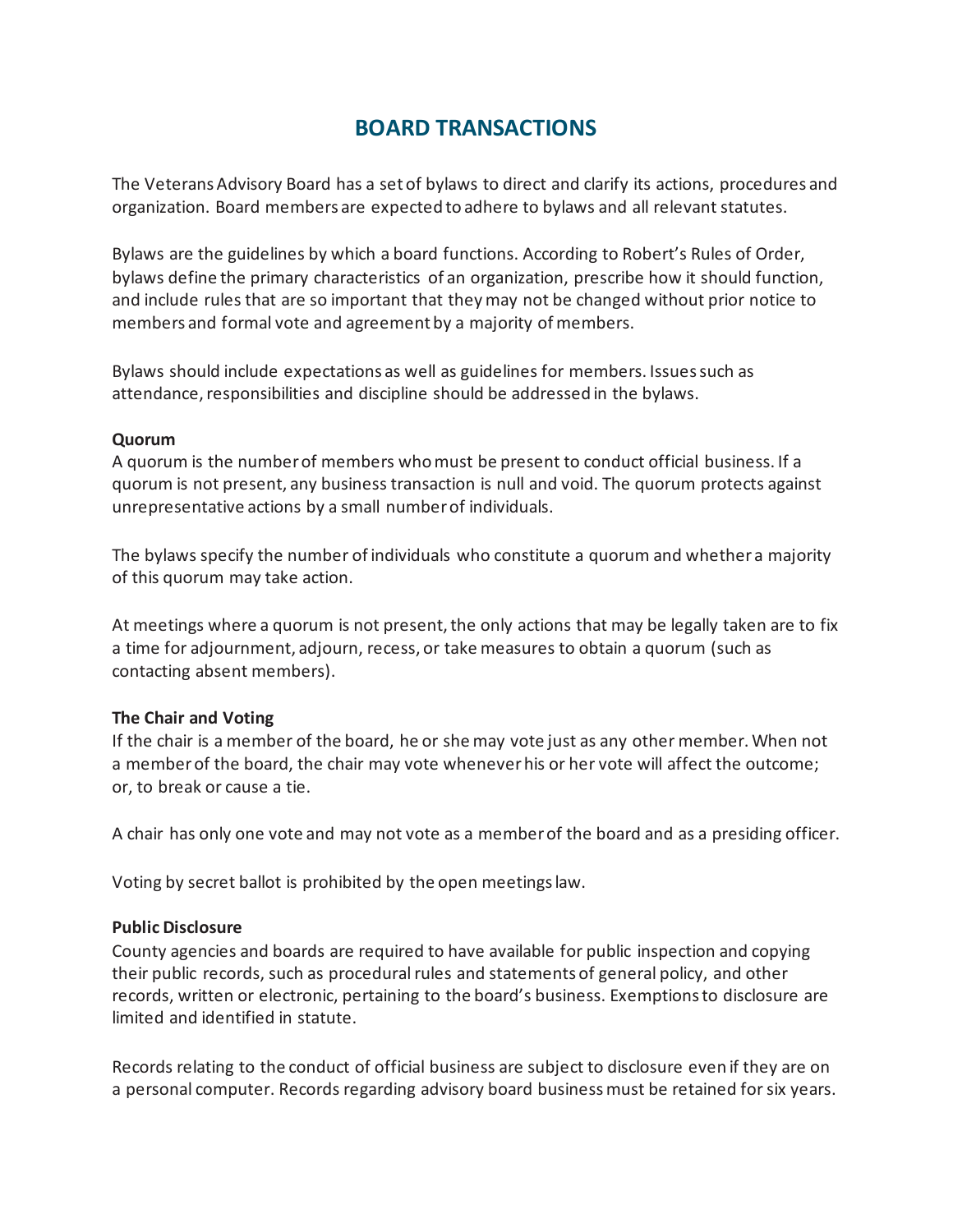# BOARD TRANSACTIONS

The Veterans Advisory Board has a set of bylaws to direct and clarify its actions, procedures and organization. Board members are expected to adhere to bylaws and all relevant statutes.

Bylaws are the guidelines by which a board functions. According to Robert's Rules of Order, bylaws define the primary characteristics of an organization, prescribe how it should function, and include rules that are so important that they may not be changed without prior notice to members and formal vote and agreement by a majority of members.

Bylaws should include expectations as well as guidelines for members. Issues such as attendance, responsibilities and discipline should be addressed in the bylaws.

**Quorum**
A quorum is the number of members who must be present to conduct official business. If a quorum is not present, any business transaction is null and void. The quorum protects against unrepresentative actions by a small number of individuals.

The bylaws specify the number of individuals who constitute a quorum and whether a majority of this quorum may take action.

At meetings where a quorum is not present, the only actions that may be legally taken are to fix a time for adjournment, adjourn, recess, or take measures to obtain a quorum (such as contacting absent members).

**The Chair and Voting**
If the chair is a member of the board, he or she may vote just as any other member. When not a member of the board, the chair may vote whenever his or her vote will affect the outcome; or, to break or cause a tie.

A chair has only one vote and may not vote as a member of the board and as a presiding officer.

Voting by secret ballot is prohibited by the open meetings law.

**Public Disclosure**
County agencies and boards are required to have available for public inspection and copying their public records, such as procedural rules and statements of general policy, and other records, written or electronic, pertaining to the board's business. Exemptions to disclosure are limited and identified in statute.

Records relating to the conduct of official business are subject to disclosure even if they are on a personal computer. Records regarding advisory board business must be retained for six years.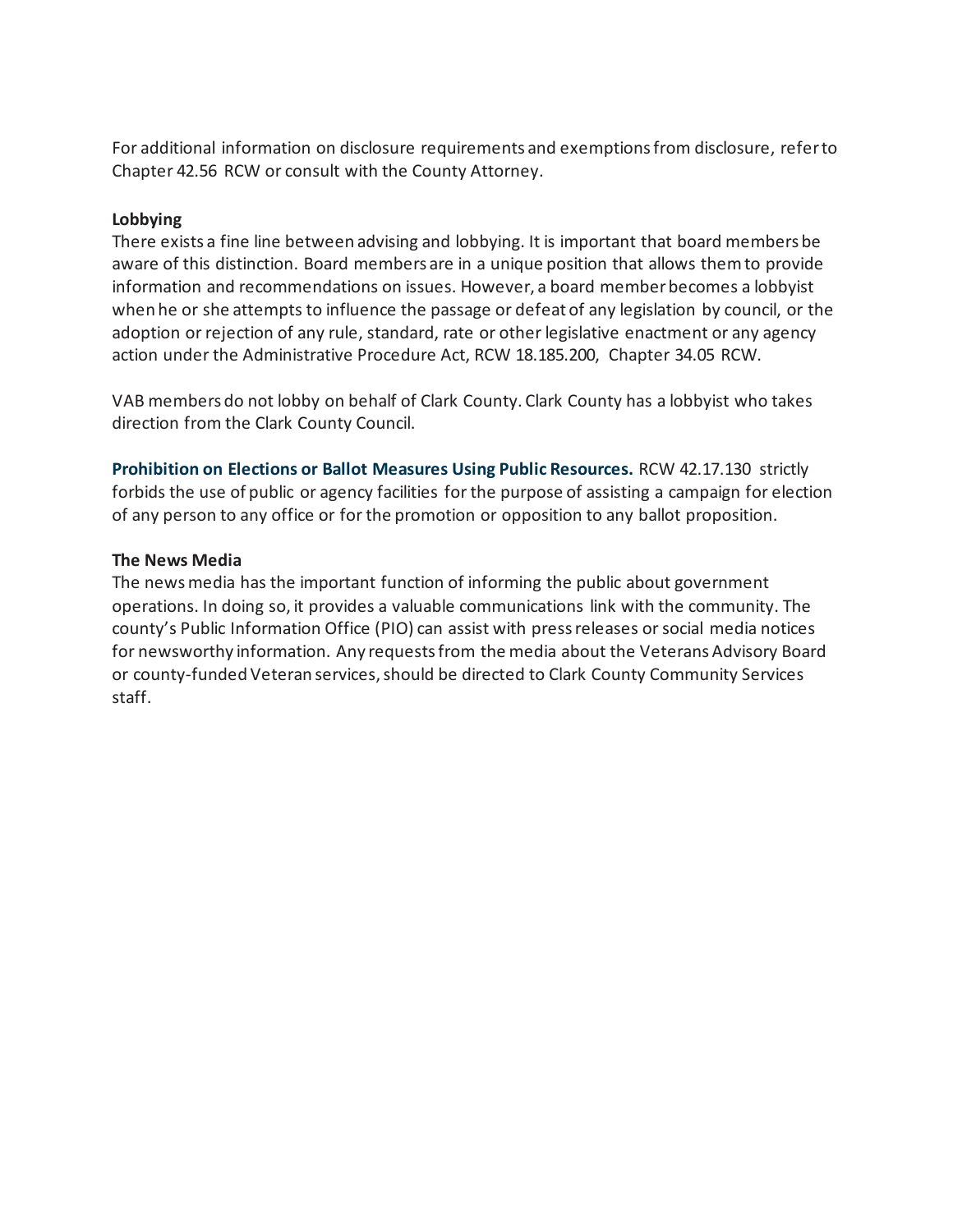For additional information on disclosure requirements and exemptions from disclosure, refer to Chapter 42.56 RCW or consult with the County Attorney.

**Lobbying**

There exists a fine line between advising and lobbying. It is important that board members be aware of this distinction. Board members are in a unique position that allows them to provide information and recommendations on issues. However, a board member becomes a lobbyist when he or she attempts to influence the passage or defeat of any legislation by council, or the adoption or rejection of any rule, standard, rate or other legislative enactment or any agency action under the Administrative Procedure Act, RCW 18.185.200, Chapter 34.05 RCW.

VAB members do not lobby on behalf of Clark County. Clark County has a lobbyist who takes direction from the Clark County Council.

**Prohibition on Elections or Ballot Measures Using Public Resources.** RCW 42.17.130 strictly forbids the use of public or agency facilities for the purpose of assisting a campaign for election of any person to any office or for the promotion or opposition to any ballot proposition.

**The News Media**

The news media has the important function of informing the public about government operations. In doing so, it provides a valuable communications link with the community. The county's Public Information Office (PIO) can assist with press releases or social media notices for newsworthy information. Any requests from the media about the Veterans Advisory Board or county-funded Veteran services, should be directed to Clark County Community Services staff.